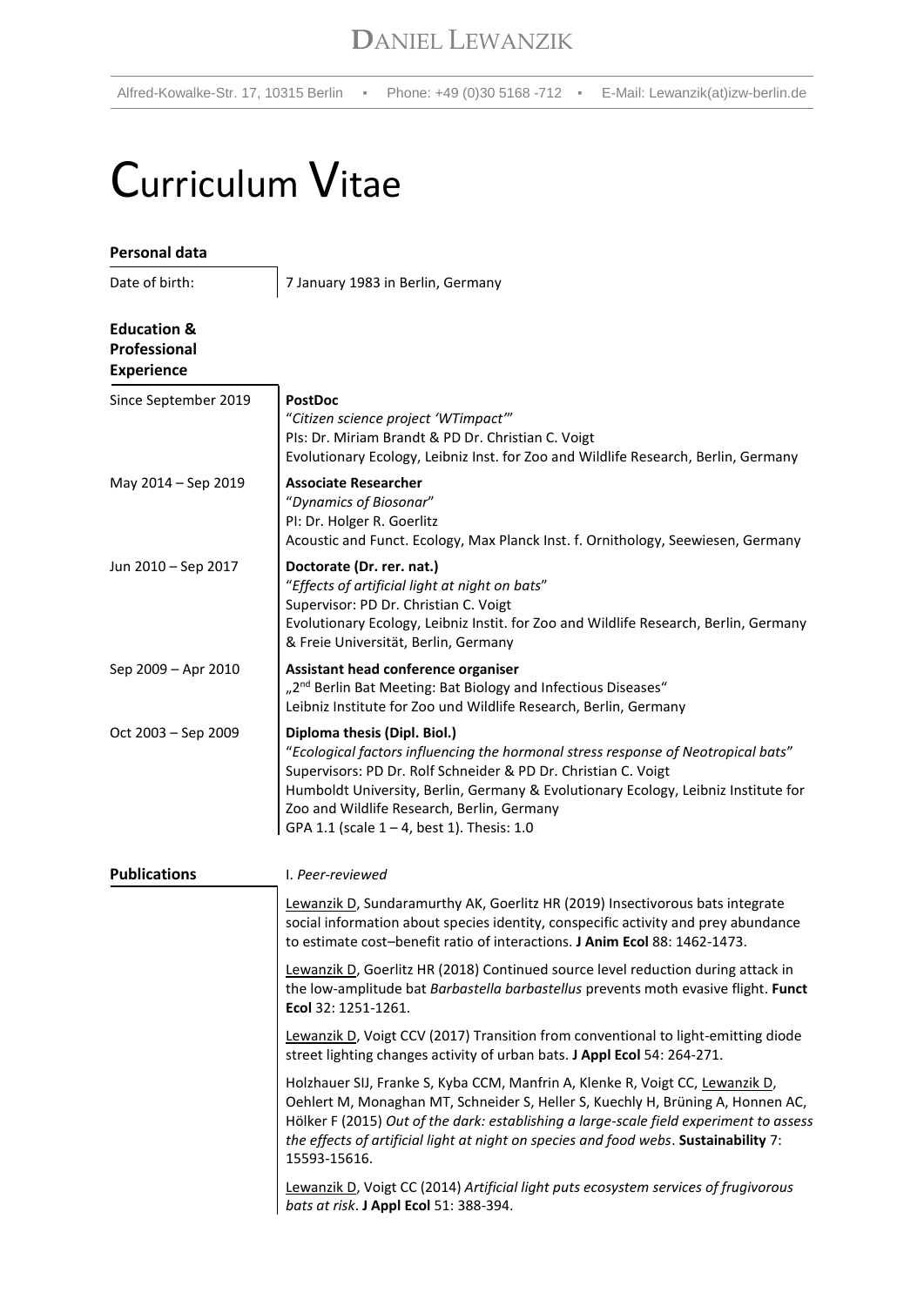# Daniel Lewanzik

Alfred-Kowalke-Str. 17, 10315 Berlin ▪ Phone: +49 (0)30 5168 -712 ▪ E-Mail: Lewanzik(at)izw-berlin.de

# Curriculum Vitae

## Personal data

| | |
|---|---|
| Date of birth: | 7 January 1983 in Berlin, Germany |

## Education & Professional Experience

| | |
|---|---|
| Since September 2019 | **PostDoc**<br>"*Citizen science project 'WTimpact'*"<br>PIs: Dr. Miriam Brandt & PD Dr. Christian C. Voigt<br>Evolutionary Ecology, Leibniz Inst. for Zoo and Wildlife Research, Berlin, Germany |
| May 2014 – Sep 2019 | **Associate Researcher**<br>"*Dynamics of Biosonar*"<br>PI: Dr. Holger R. Goerlitz<br>Acoustic and Funct. Ecology, Max Planck Inst. f. Ornithology, Seewiesen, Germany |
| Jun 2010 – Sep 2017 | **Doctorate (Dr. rer. nat.)**<br>"*Effects of artificial light at night on bats*"<br>Supervisor: PD Dr. Christian C. Voigt<br>Evolutionary Ecology, Leibniz Instit. for Zoo and Wildlife Research, Berlin, Germany & Freie Universität, Berlin, Germany |
| Sep 2009 – Apr 2010 | **Assistant head conference organiser**<br>„2nd Berlin Bat Meeting: Bat Biology and Infectious Diseases"<br>Leibniz Institute for Zoo und Wildlife Research, Berlin, Germany |
| Oct 2003 – Sep 2009 | **Diploma thesis (Dipl. Biol.)**<br>"*Ecological factors influencing the hormonal stress response of Neotropical bats*"<br>Supervisors: PD Dr. Rolf Schneider & PD Dr. Christian C. Voigt<br>Humboldt University, Berlin, Germany & Evolutionary Ecology, Leibniz Institute for Zoo and Wildlife Research, Berlin, Germany<br>GPA 1.1 (scale 1 – 4, best 1). Thesis: 1.0 |

## Publications

I. *Peer-reviewed*

Lewanzik D, Sundaramurthy AK, Goerlitz HR (2019) Insectivorous bats integrate social information about species identity, conspecific activity and prey abundance to estimate cost–benefit ratio of interactions. **J Anim Ecol** 88: 1462-1473.

Lewanzik D, Goerlitz HR (2018) Continued source level reduction during attack in the low-amplitude bat *Barbastella barbastellus* prevents moth evasive flight. **Funct Ecol** 32: 1251-1261.

Lewanzik D, Voigt CCV (2017) Transition from conventional to light-emitting diode street lighting changes activity of urban bats. **J Appl Ecol** 54: 264-271.

Holzhauer SIJ, Franke S, Kyba CCM, Manfrin A, Klenke R, Voigt CC, Lewanzik D, Oehlert M, Monaghan MT, Schneider S, Heller S, Kuechly H, Brüning A, Honnen AC, Hölker F (2015) *Out of the dark: establishing a large-scale field experiment to assess the effects of artificial light at night on species and food webs*. **Sustainability** 7: 15593-15616.

Lewanzik D, Voigt CC (2014) *Artificial light puts ecosystem services of frugivorous bats at risk*. **J Appl Ecol** 51: 388-394.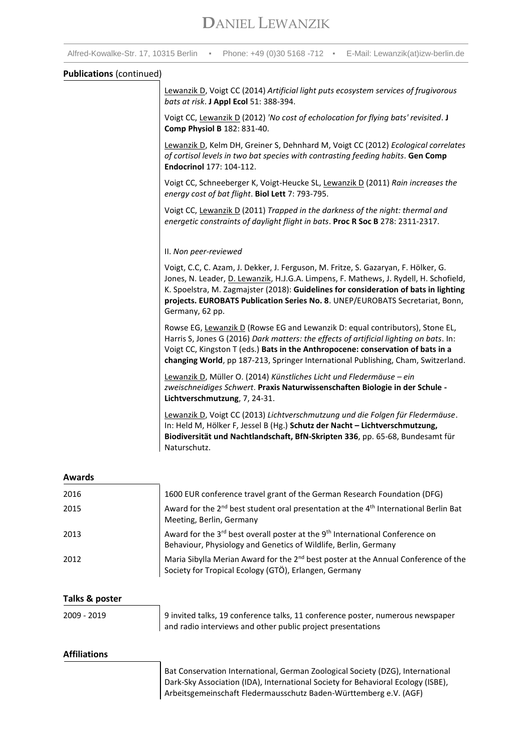**Publications** (continued)

<u>Lewanzik D</u>, Voigt CC (2014) *Artificial light puts ecosystem services of frugivorous bats at risk*. **J Appl Ecol** 51: 388-394.

Voigt CC, <u>Lewanzik D</u> (2012) *'No cost of echolocation for flying bats' revisited*. **J Comp Physiol B** 182: 831-40.

<u>Lewanzik D</u>, Kelm DH, Greiner S, Dehnhard M, Voigt CC (2012) *Ecological correlates of cortisol levels in two bat species with contrasting feeding habits*. **Gen Comp Endocrinol** 177: 104-112.

Voigt CC, Schneeberger K, Voigt-Heucke SL, <u>Lewanzik D</u> (2011) *Rain increases the energy cost of bat flight*. **Biol Lett** 7: 793-795.

Voigt CC, <u>Lewanzik D</u> (2011) *Trapped in the darkness of the night: thermal and energetic constraints of daylight flight in bats*. **Proc R Soc B** 278: 2311-2317.

II. *Non peer-reviewed*

Voigt, C.C, C. Azam, J. Dekker, J. Ferguson, M. Fritze, S. Gazaryan, F. Hölker, G. Jones, N. Leader, <u>D. Lewanzik</u>, H.J.G.A. Limpens, F. Mathews, J. Rydell, H. Schofield, K. Spoelstra, M. Zagmajster (2018): **Guidelines for consideration of bats in lighting projects. EUROBATS Publication Series No. 8**. UNEP/EUROBATS Secretariat, Bonn, Germany, 62 pp.

Rowse EG, <u>Lewanzik D</u> (Rowse EG and Lewanzik D: equal contributors), Stone EL, Harris S, Jones G (2016) *Dark matters: the effects of artificial lighting on bats*. In: Voigt CC, Kingston T (eds.) **Bats in the Anthropocene: conservation of bats in a changing World**, pp 187-213, Springer International Publishing, Cham, Switzerland.

<u>Lewanzik D</u>, Müller O. (2014) *Künstliches Licht und Fledermäuse – ein zweischneidiges Schwert*. **Praxis Naturwissenschaften Biologie in der Schule - Lichtverschmutzung**, 7, 24-31.

<u>Lewanzik D</u>, Voigt CC (2013) *Lichtverschmutzung und die Folgen für Fledermäuse*. In: Held M, Hölker F, Jessel B (Hg.) **Schutz der Nacht – Lichtverschmutzung, Biodiversität und Nachtlandschaft, BfN-Skripten 336**, pp. 65-68, Bundesamt für Naturschutz.

## Awards

| | |
|---|---|
| 2016 | 1600 EUR conference travel grant of the German Research Foundation (DFG) |
| 2015 | Award for the 2nd best student oral presentation at the 4th International Berlin Bat Meeting, Berlin, Germany |
| 2013 | Award for the 3rd best overall poster at the 9th International Conference on Behaviour, Physiology and Genetics of Wildlife, Berlin, Germany |
| 2012 | Maria Sibylla Merian Award for the 2nd best poster at the Annual Conference of the Society for Tropical Ecology (GTÖ), Erlangen, Germany |

## Talks & poster

| | |
|---|---|
| 2009 - 2019 | 9 invited talks, 19 conference talks, 11 conference poster, numerous newspaper and radio interviews and other public project presentations |

## Affiliations

Bat Conservation International, German Zoological Society (DZG), International Dark-Sky Association (IDA), International Society for Behavioral Ecology (ISBE), Arbeitsgemeinschaft Fledermausschutz Baden-Württemberg e.V. (AGF)